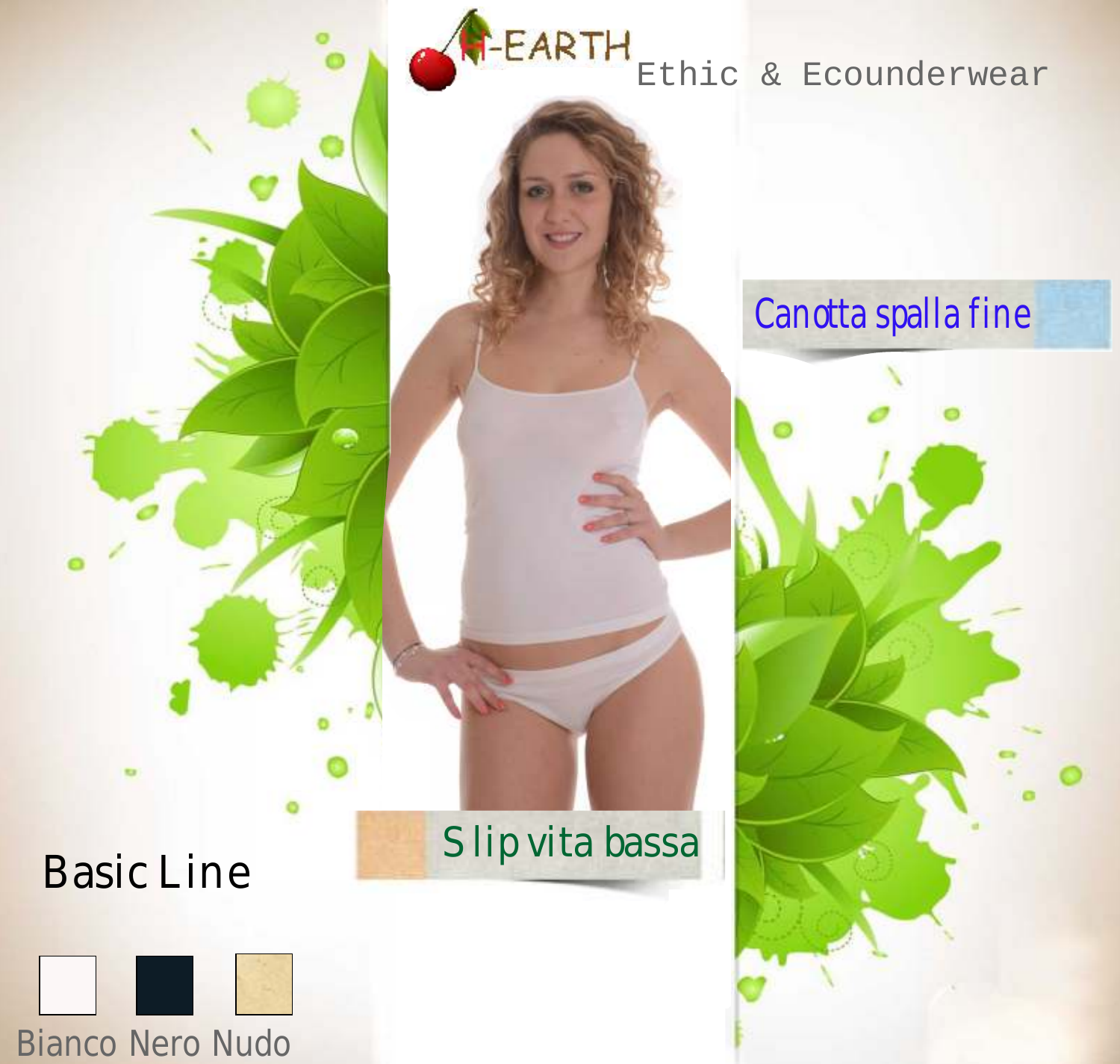H-EARTH

Ethic & Ecounderwear

Canotta spalla fine

Slip vita bassa

## Basic Line

Bianco Nero Nudo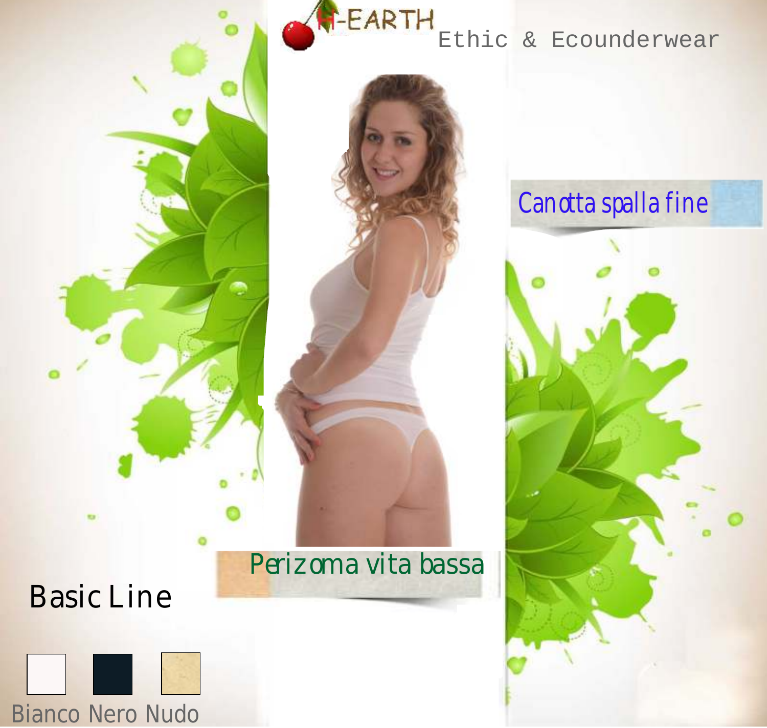H-EARTH Ethic & Ecounderwear

Canotta spalla fine

Perizoma vita bassa

Basic Line

Bianco Nero Nudo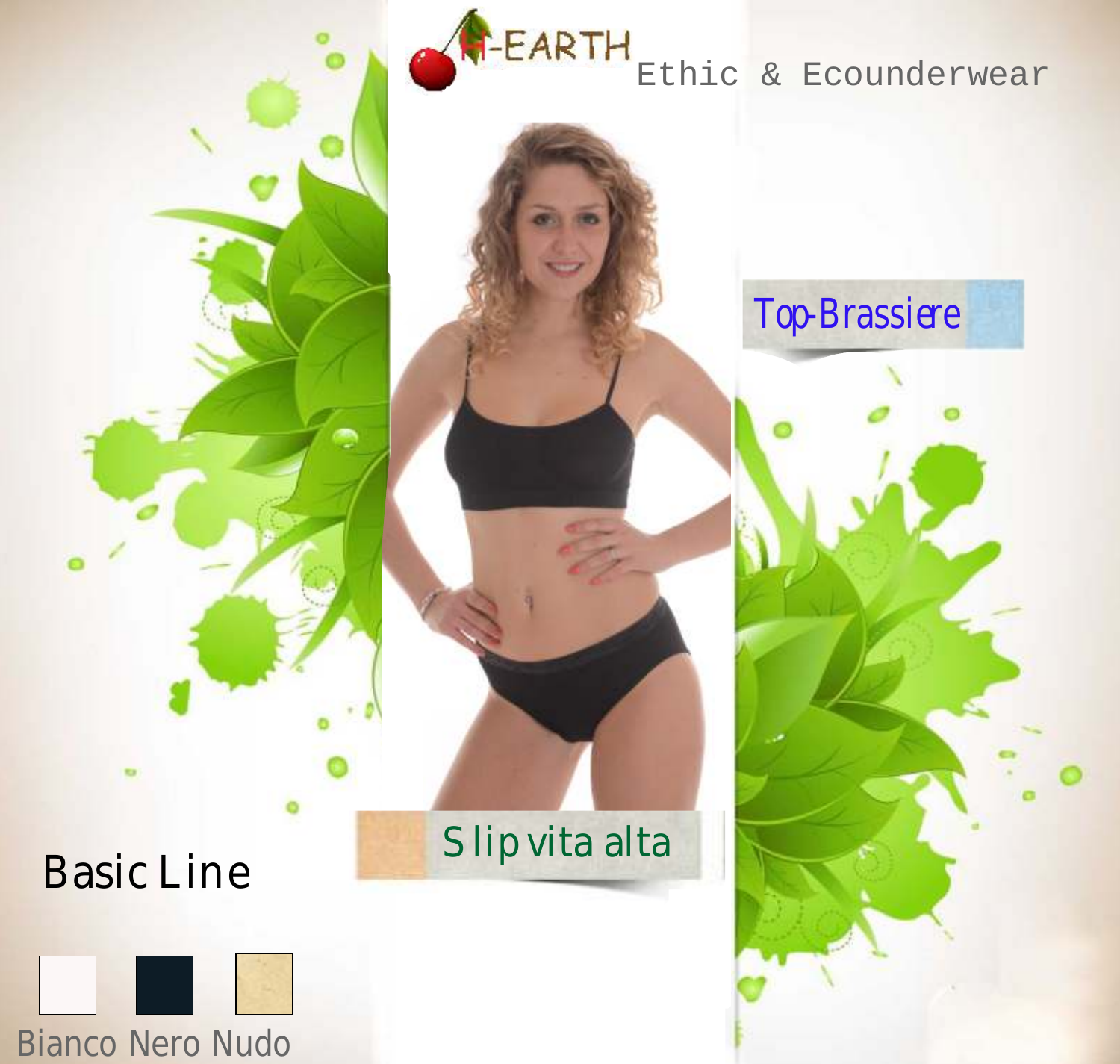H-EARTH Ethic & Ecounderwear

Top-Brassiere

Slip vita alta

Basic Line

Bianco Nero Nudo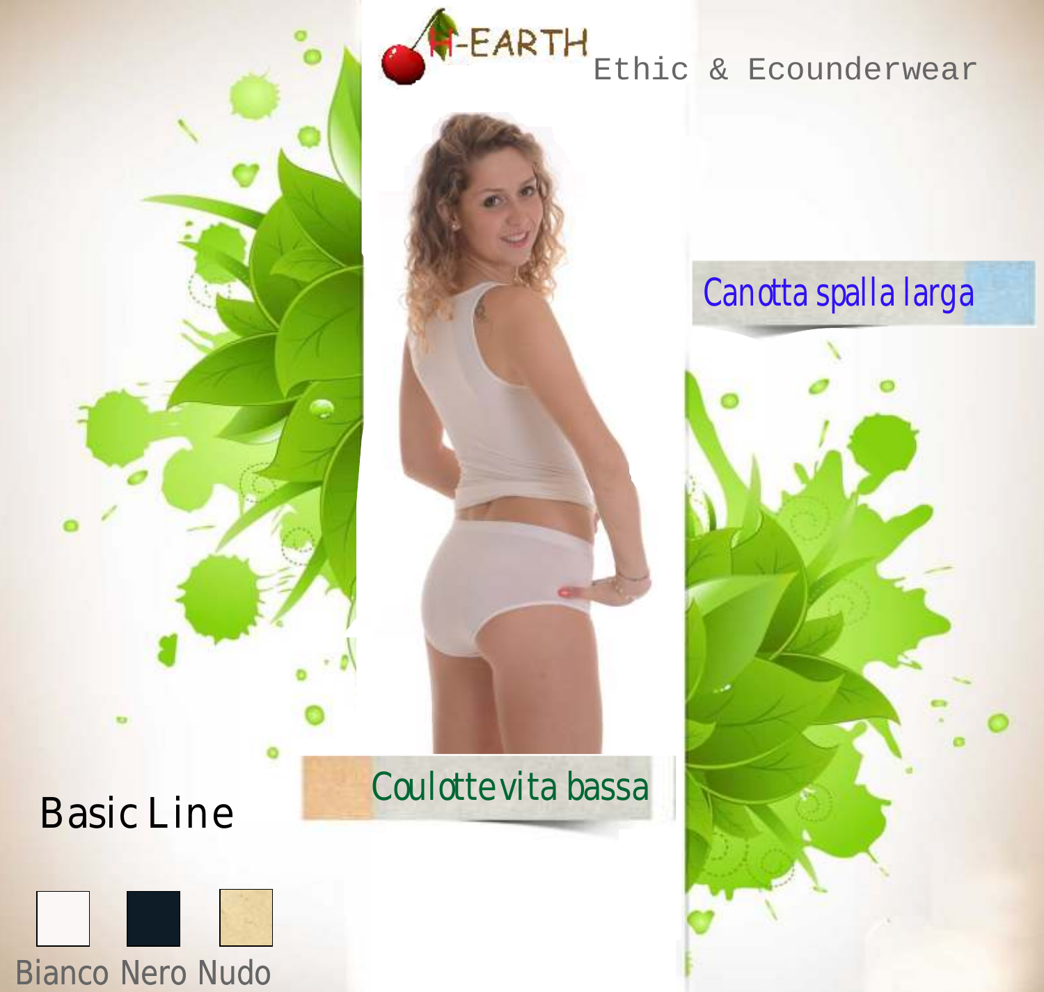H-EARTH Ethic & Ecounderwear

Canotta spalla larga

Coulotte vita bassa

Basic Line

Bianco Nero Nudo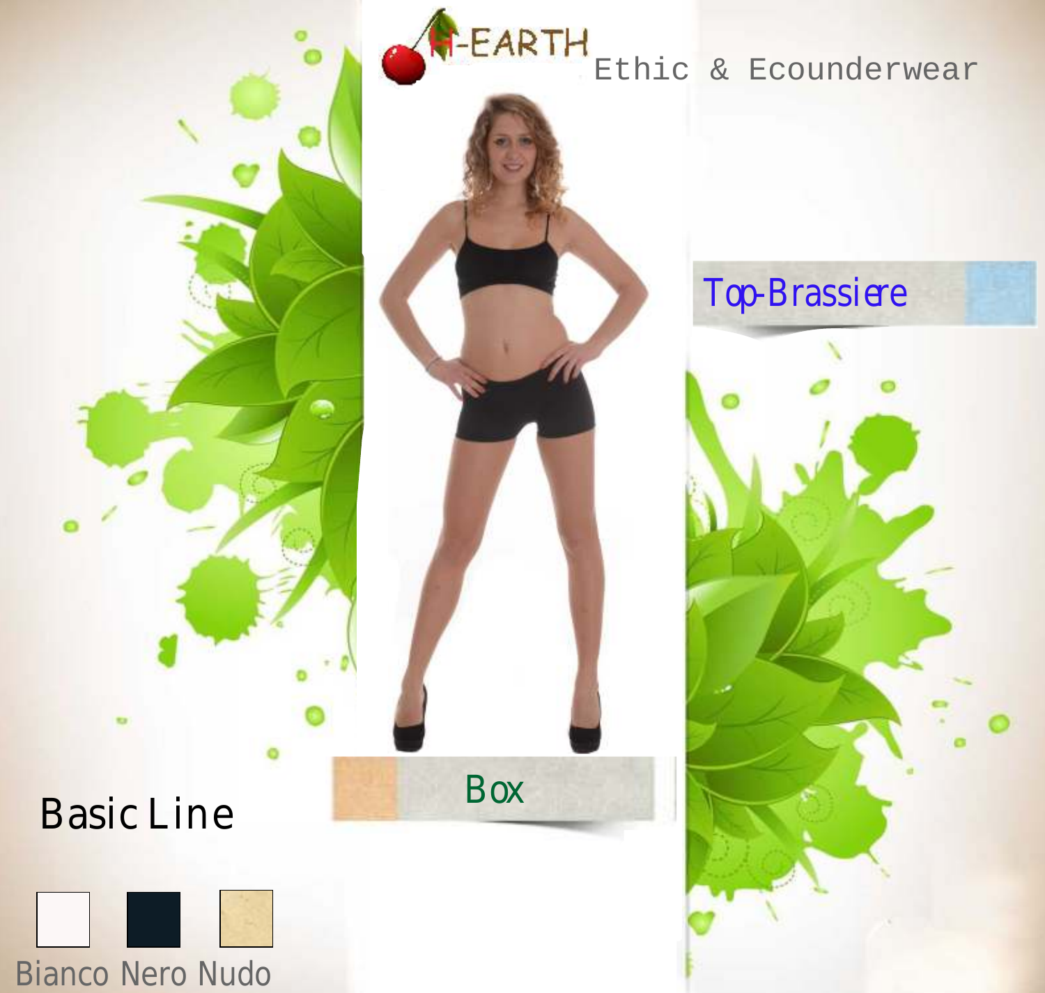H-EARTH Ethic & Ecounderwear

Top-Brassiere

Box

Basic Line

Bianco Nero Nudo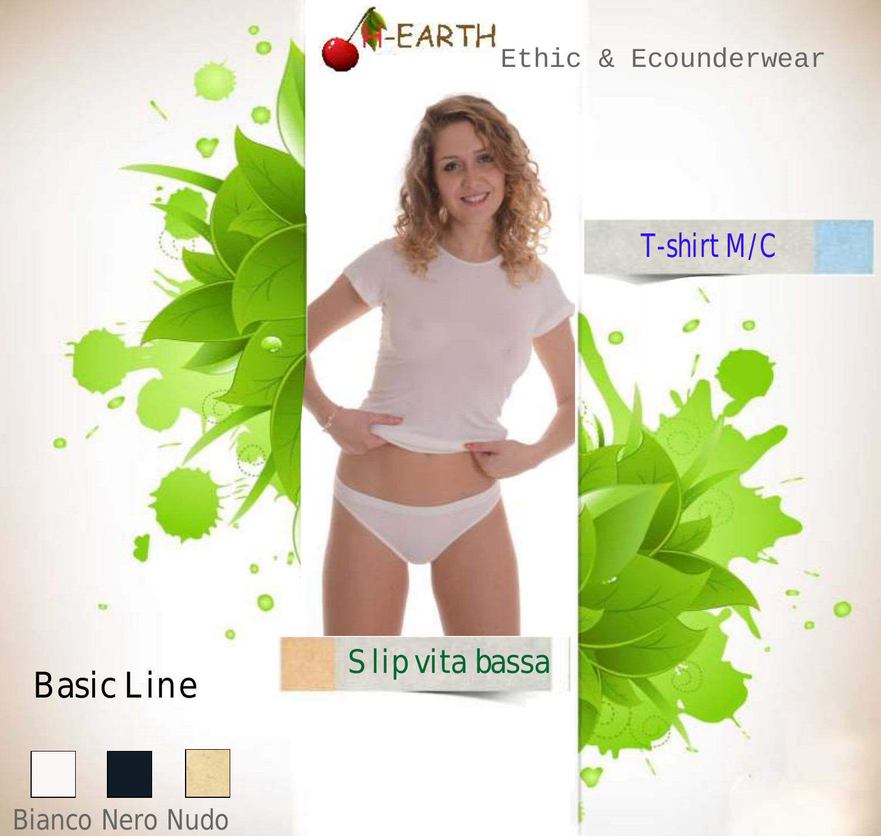H-EARTH Ethic & Ecounderwear

T-shirt M/C

Slip vita bassa

Basic Line

Bianco Nero Nudo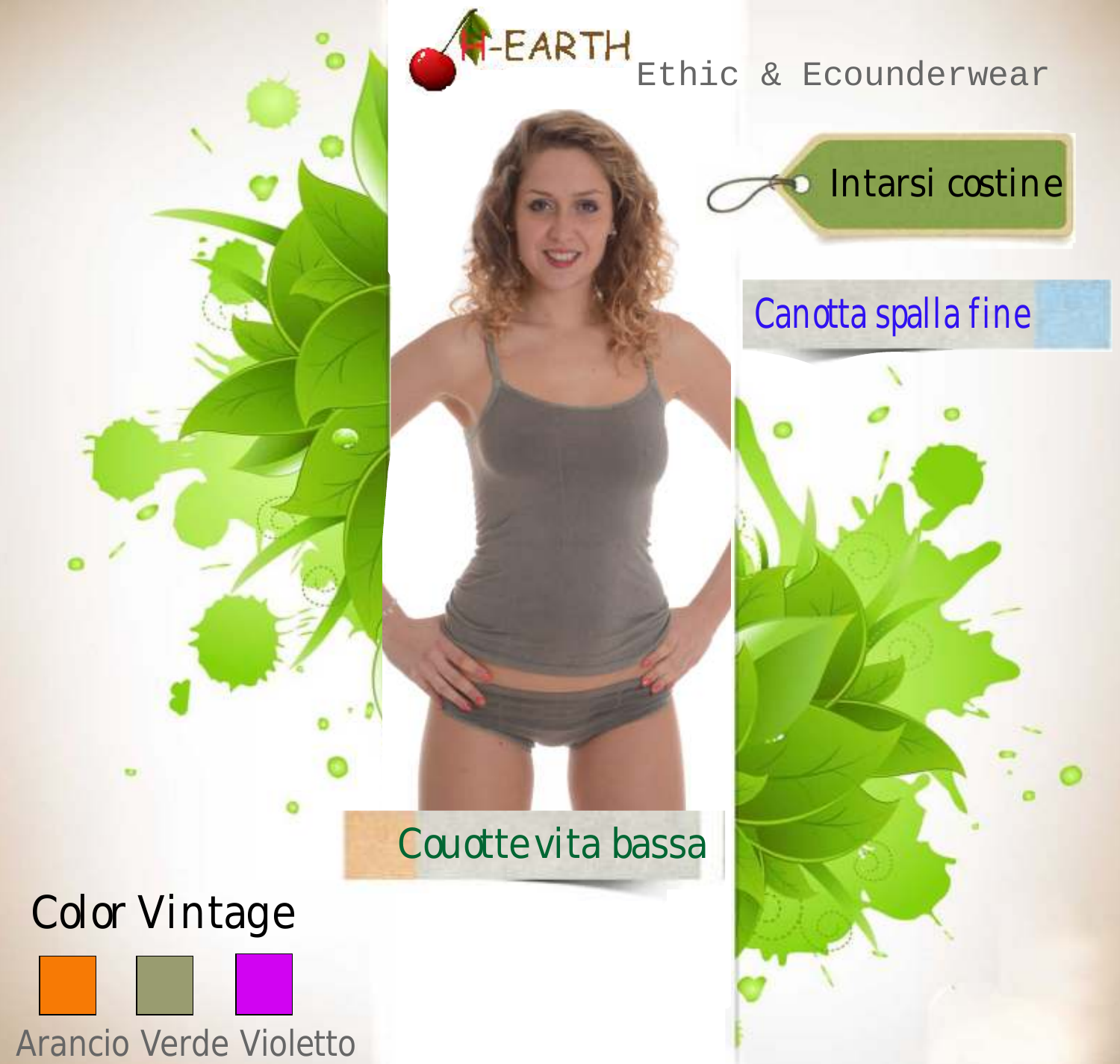H-EARTH

Ethic & Ecounderwear

Intarsi costine

Canotta spalla fine

Couotte vita bassa

Color Vintage

Arancio Verde Violetto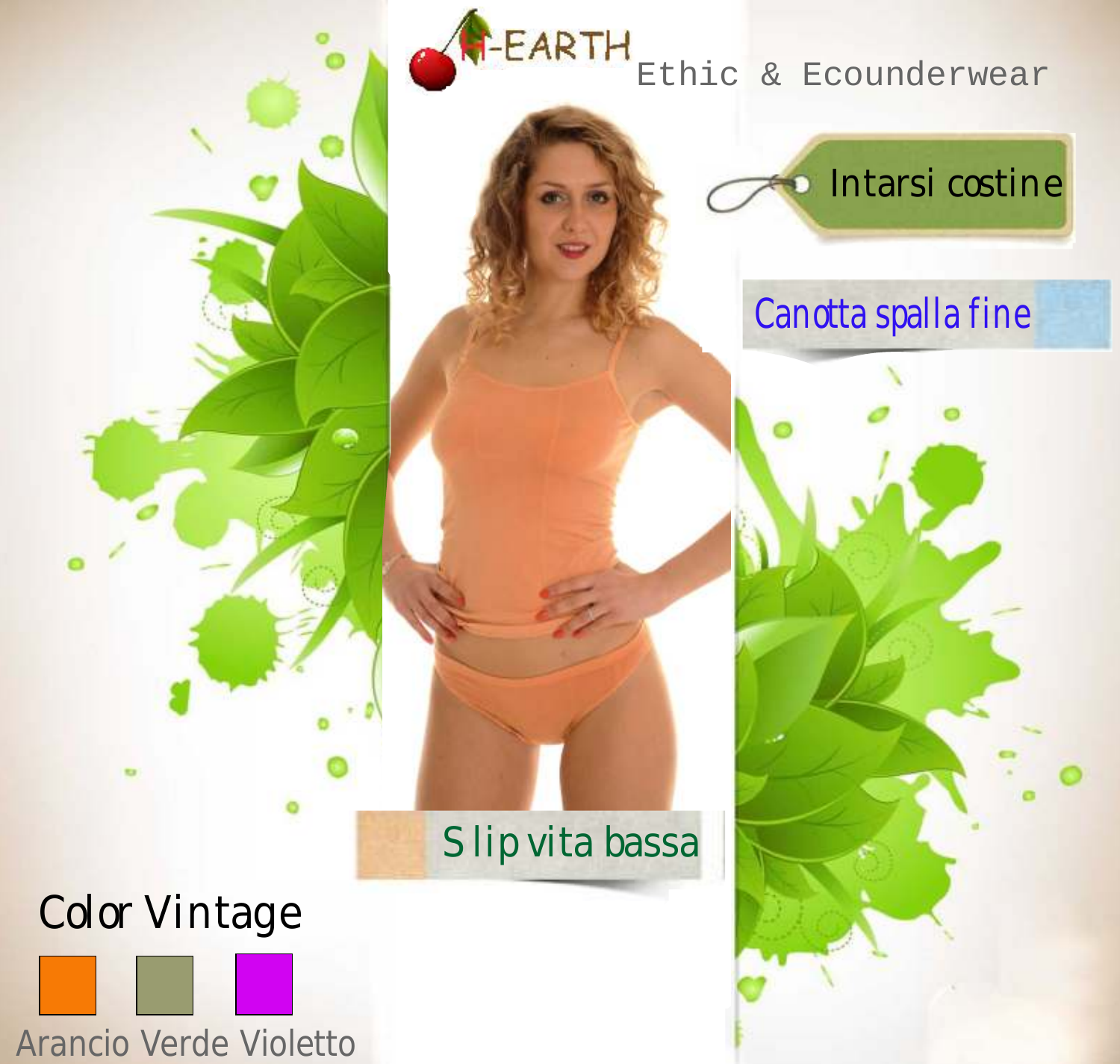H-EARTH Ethic & Ecounderwear

Intarsi costine

Canotta spalla fine

Slip vita bassa

Color Vintage

Arancio Verde Violetto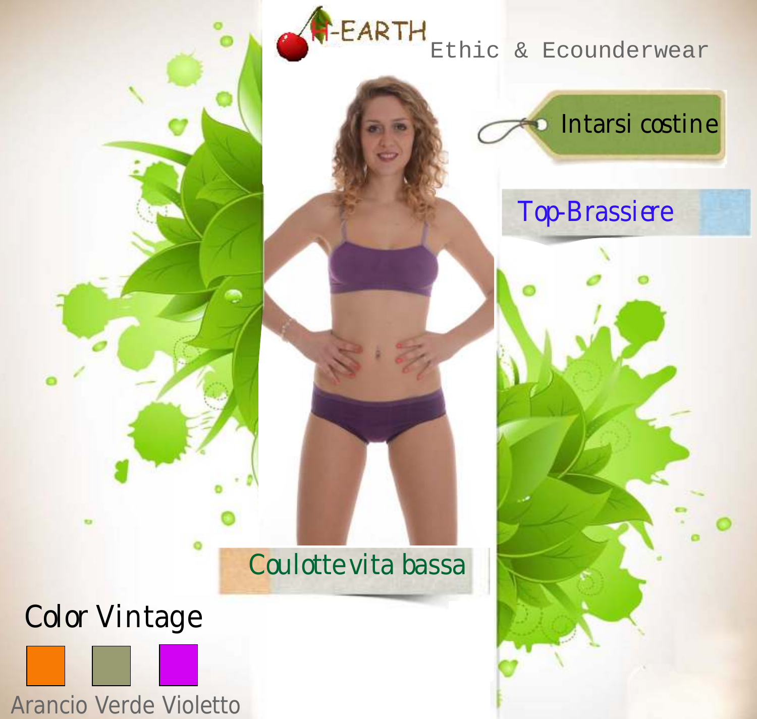H-EARTH Ethic & Ecounderwear

Intarsi costine

Top-Brassiere

Coulotte vita bassa

## Color Vintage

Arancio Verde Violetto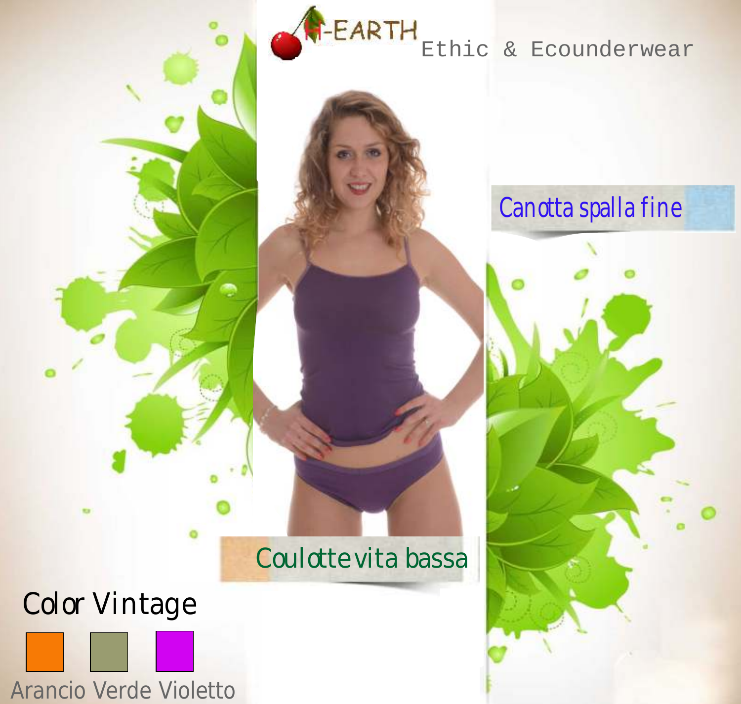H-EARTH Ethic & Ecounderwear

Canotta spalla fine

Coulotte vita bassa

Color Vintage

Arancio Verde Violetto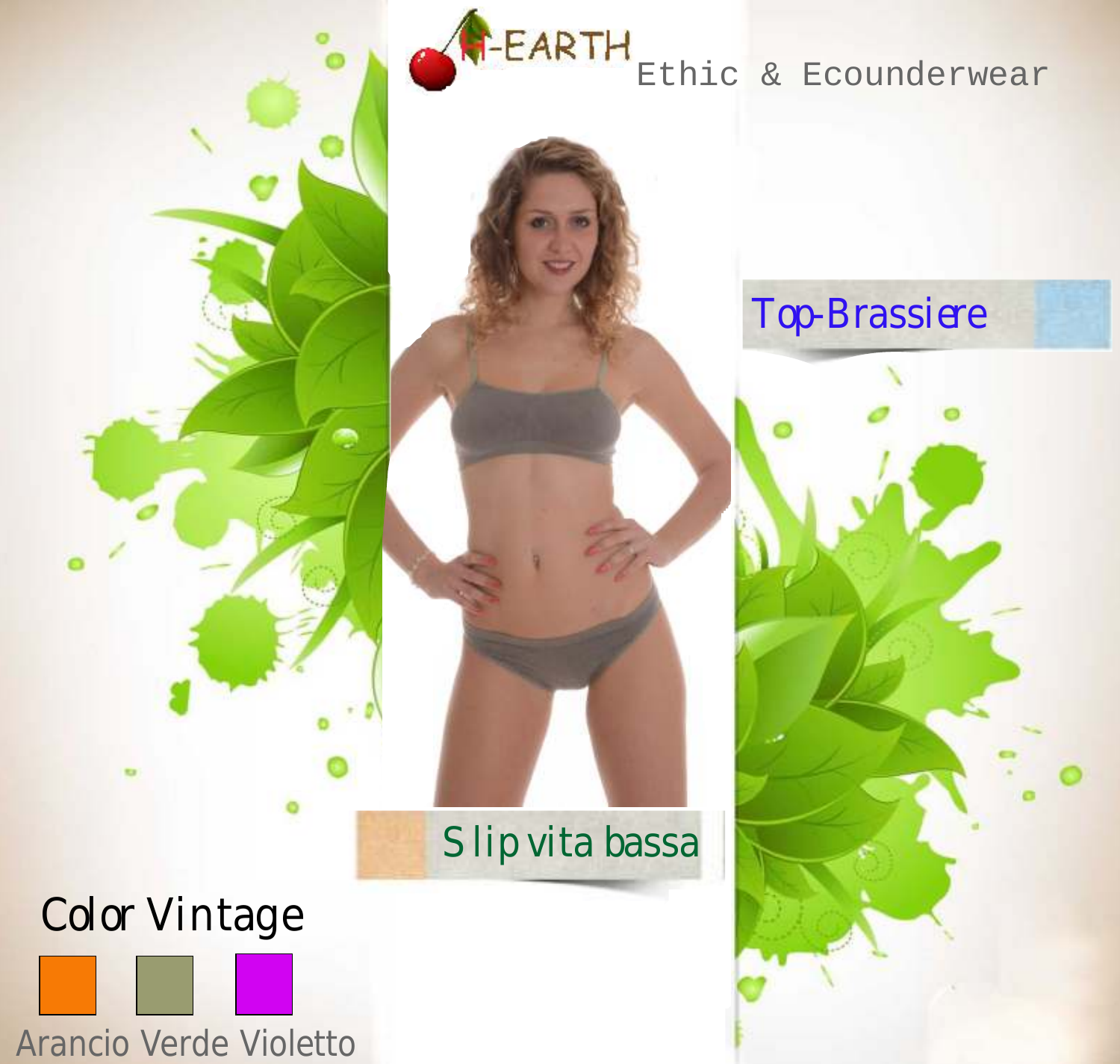H-EARTH Ethic & Ecounderwear

Top-Brassiere

Slip vita bassa

Color Vintage

Arancio Verde Violetto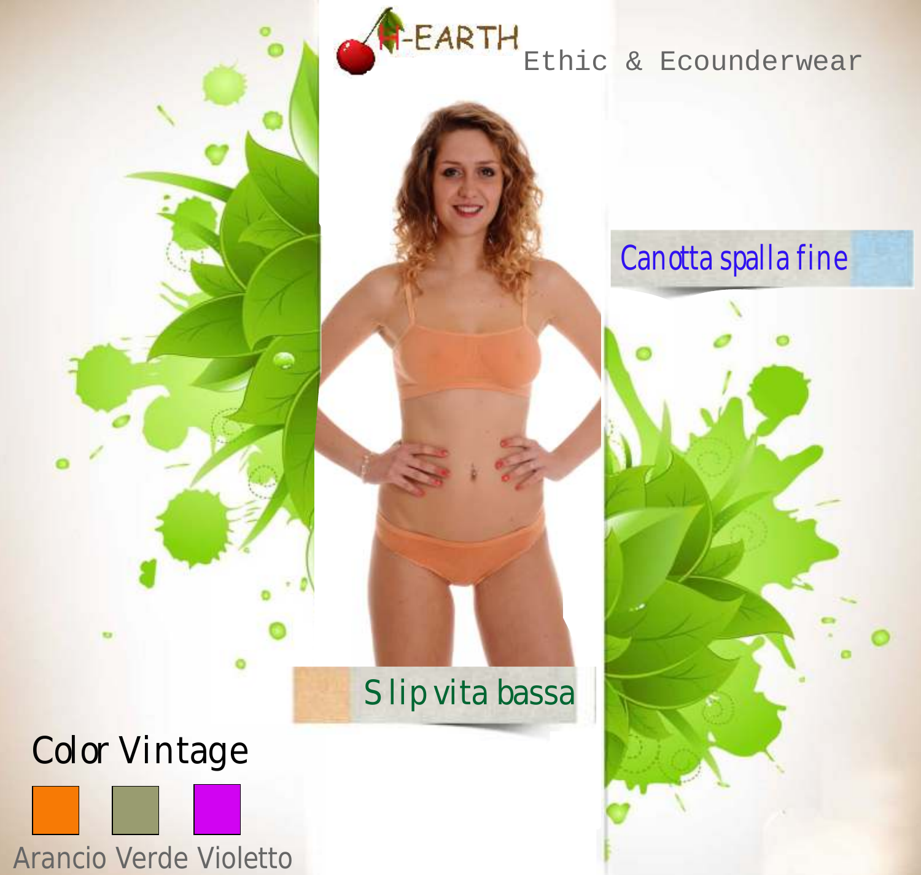H-EARTH Ethic & Ecounderwear

Canotta spalla fine

Slip vita bassa

Color Vintage

Arancio Verde Violetto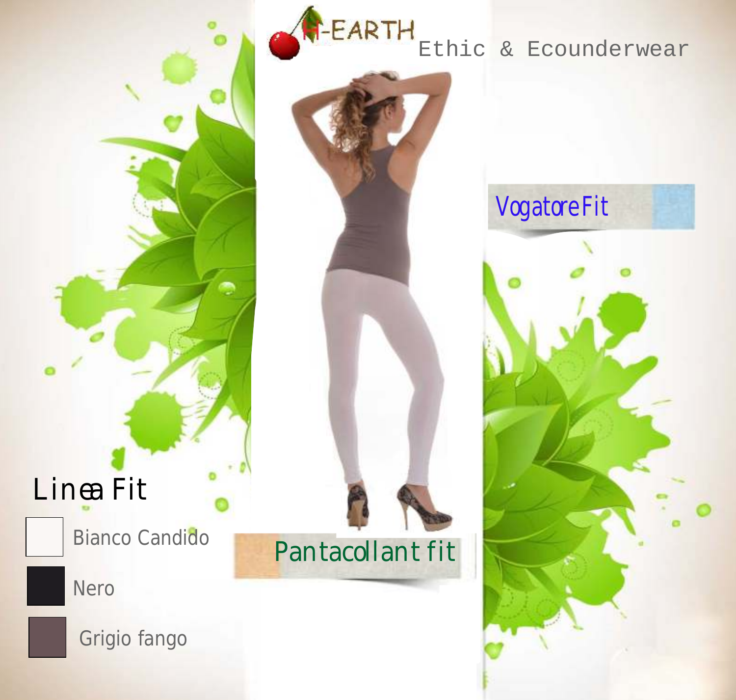H-EARTH Ethic & Ecounderwear

VogatoreFit

# Linea Fit

- Bianco Candido
- Nero
- Grigio fango

Pantacollant fit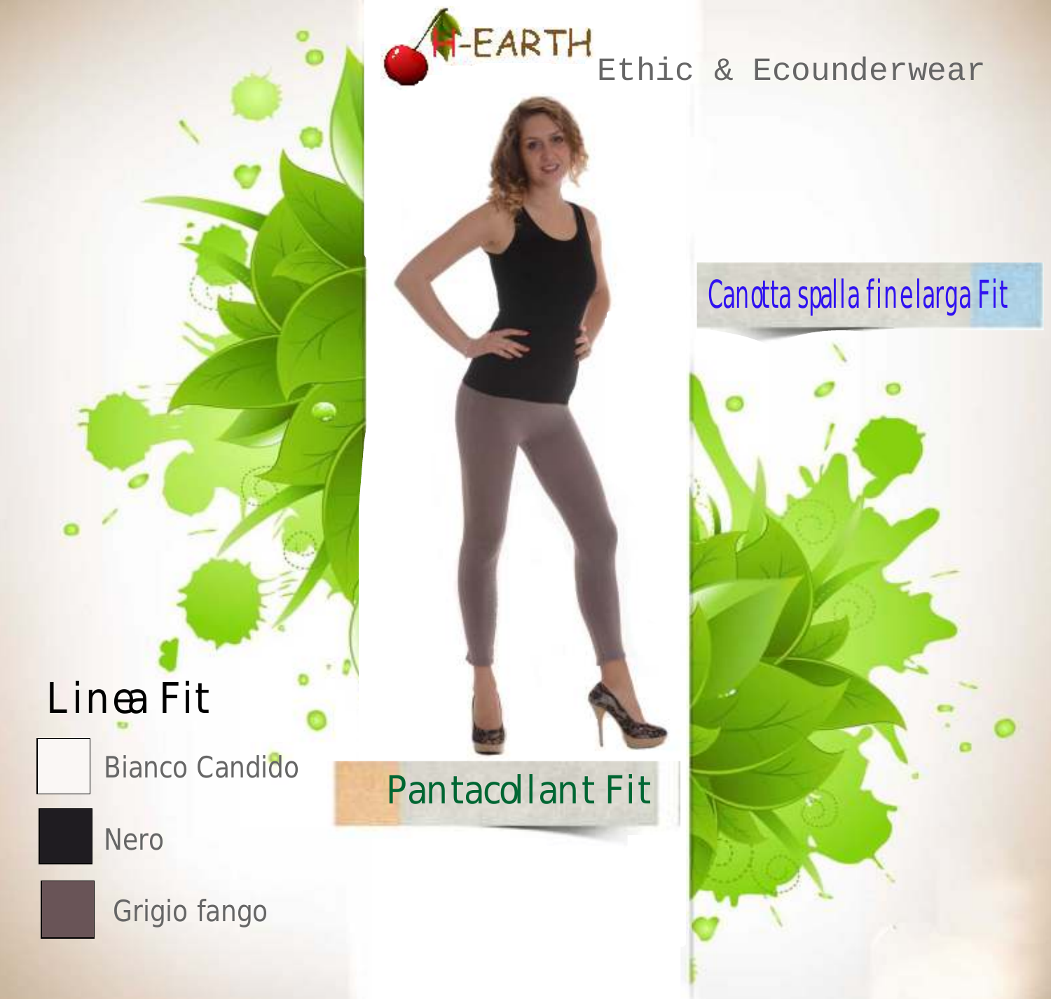H-EARTH Ethic & Ecounderwear

Canotta spalla finelarga Fit

Pantacollant Fit

## Linea Fit

- Bianco Candido
- Nero
- Grigio fango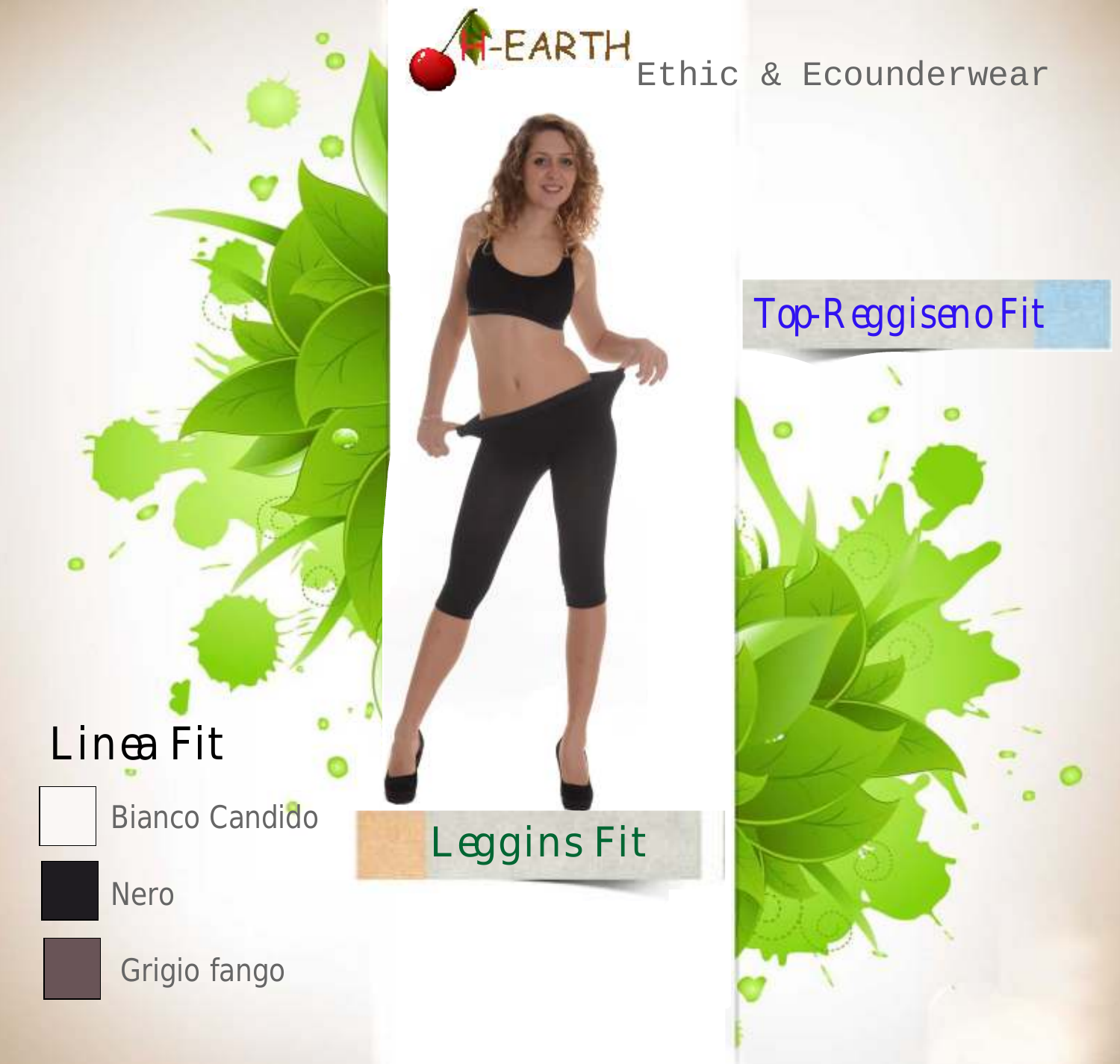H-EARTH Ethic & Ecounderwear

Top-Reggiseno Fit

## Linea Fit

- Bianco Candido
- Nero
- Grigio fango

Leggins Fit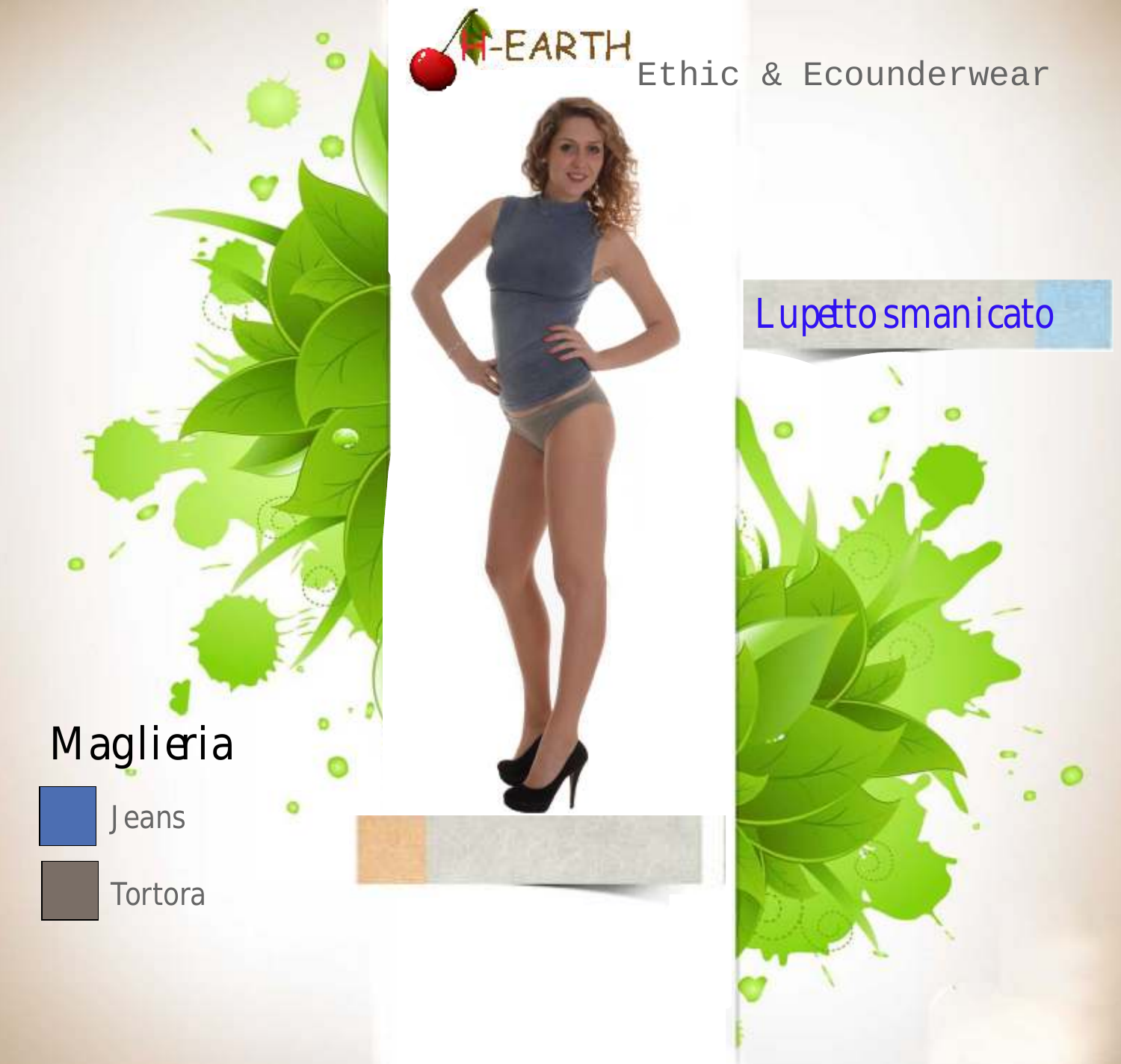H-EARTH Ethic & Ecounderwear

Lupetto smanicato

Maglieria

Jeans

Tortora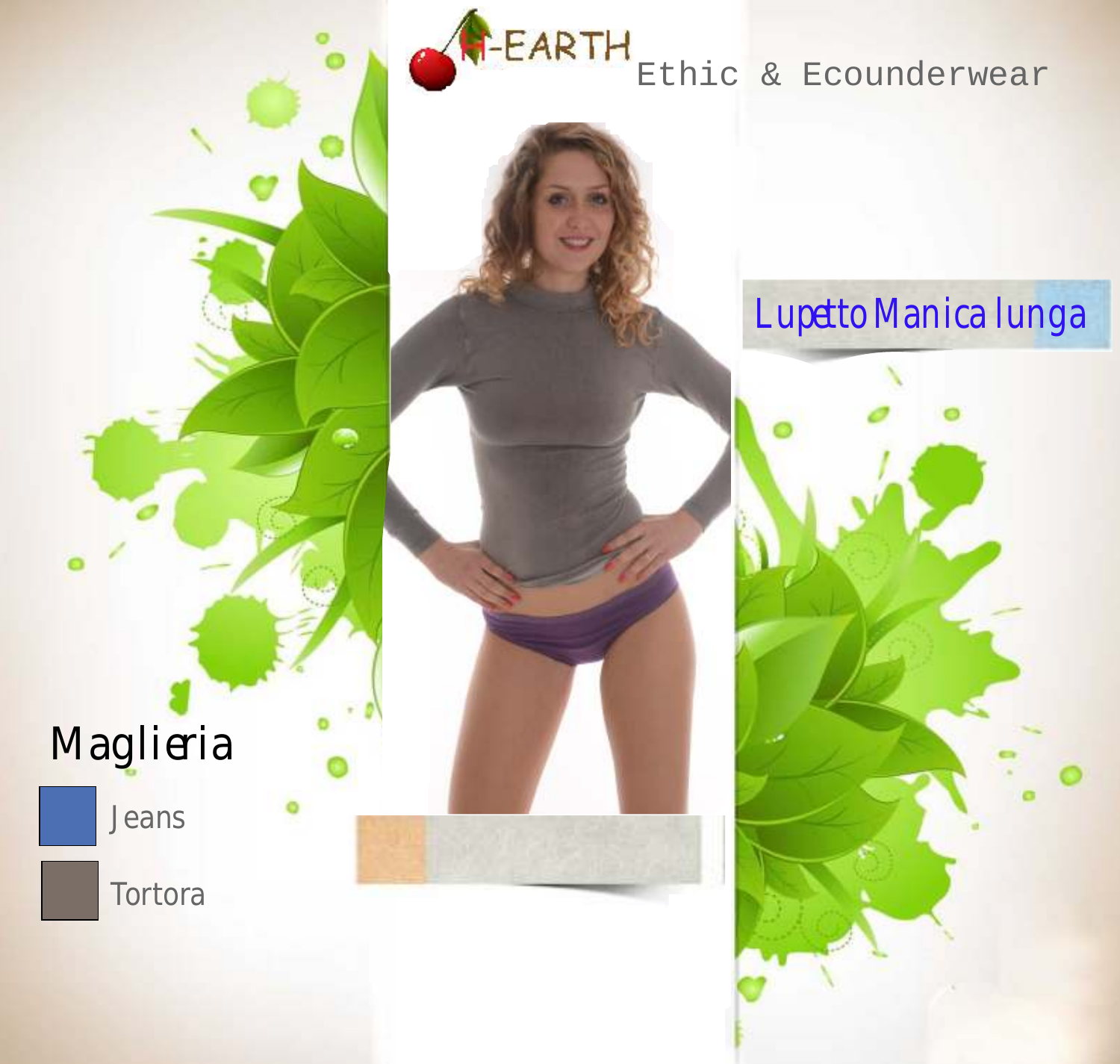H-EARTH Ethic & Ecounderwear

Lupetto Manica lunga

Maglieria

- Jeans
- Tortora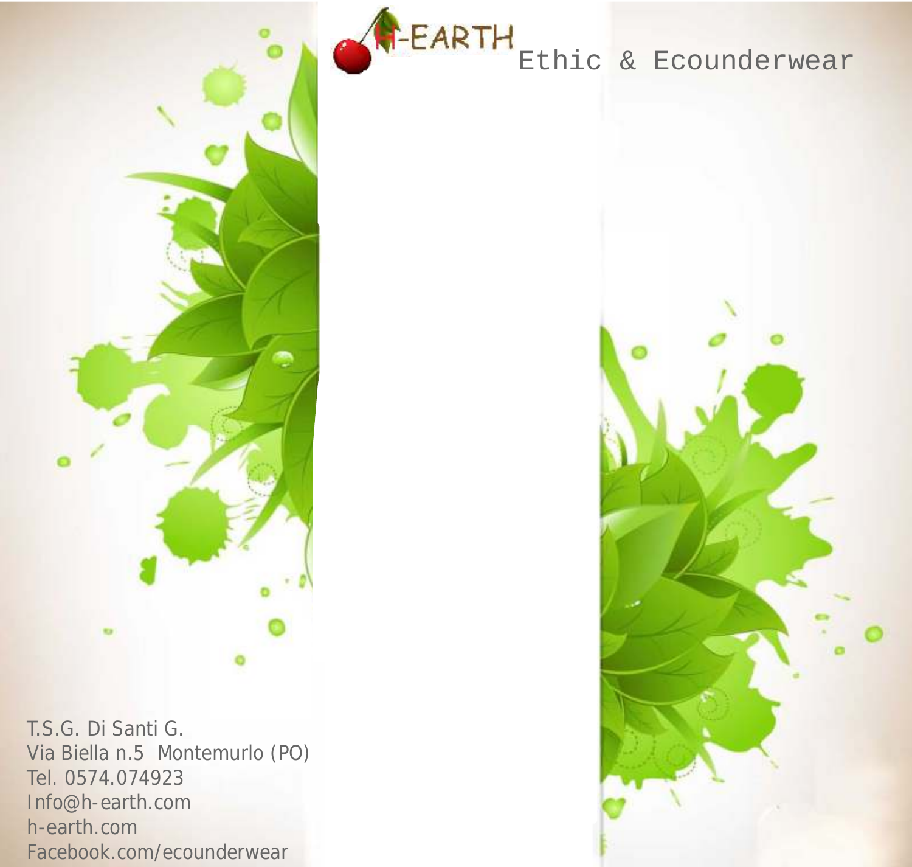H-EARTH Ethic & Ecounderwear

T.S.G. Di Santi G.
Via Biella n.5 Montemurlo (PO)
Tel. 0574.074923
Info@h-earth.com
h-earth.com
Facebook.com/ecounderwear